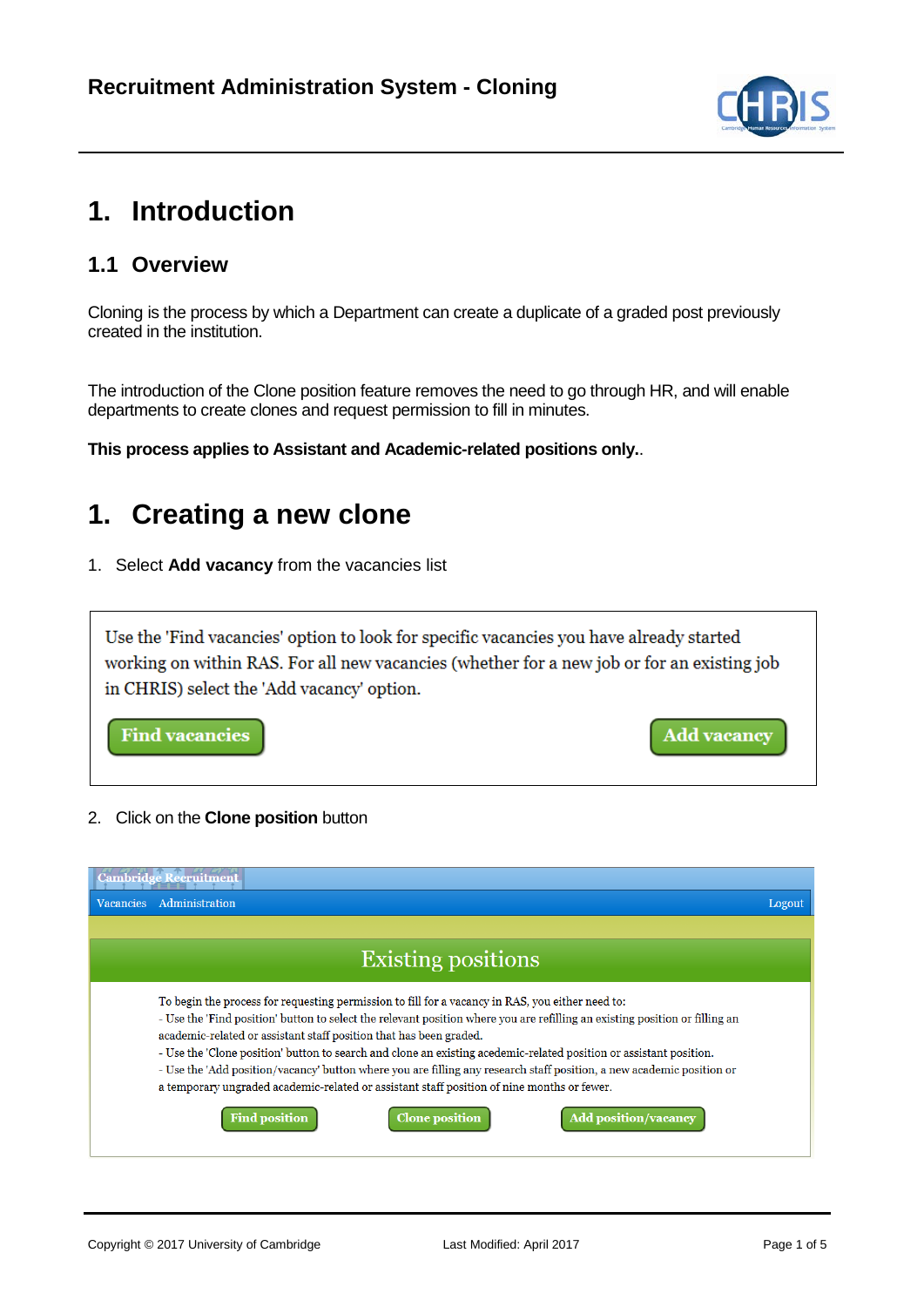# 1. Introduction

## 1.1 Overview

Cloning is the process by which a Department can create a duplicate of a graded post previously created in the institution.

The introduction of the Clone position feature removes the need to go through HR, and will enable departments to create clones and request permission to fill in minutes.

**This process applies to Assistant and Academic-related positions only.**.

# 1. Creating a new clone

1. Select **Add vacancy** from the vacancies list

Use the 'Find vacancies' option to look for specific vacancies you have already started working on within RAS. For all new vacancies (whether for a new job or for an existing job in CHRIS) select the 'Add vacancy' option.

Find vacancies | Add vacancy

2. Click on the **Clone position** button

Cambridge Recruitment

Vacancies | Administration | Logout

Existing positions

To begin the process for requesting permission to fill for a vacancy in RAS, you either need to:
- Use the 'Find position' button to select the relevant position where you are refilling an existing position or filling an academic-related or assistant staff position that has been graded.
- Use the 'Clone position' button to search and clone an existing acedemic-related position or assistant position.
- Use the 'Add position/vacancy' button where you are filling any research staff position, a new academic position or a temporary ungraded academic-related or assistant staff position of nine months or fewer.

Find position | Clone position | Add position/vacancy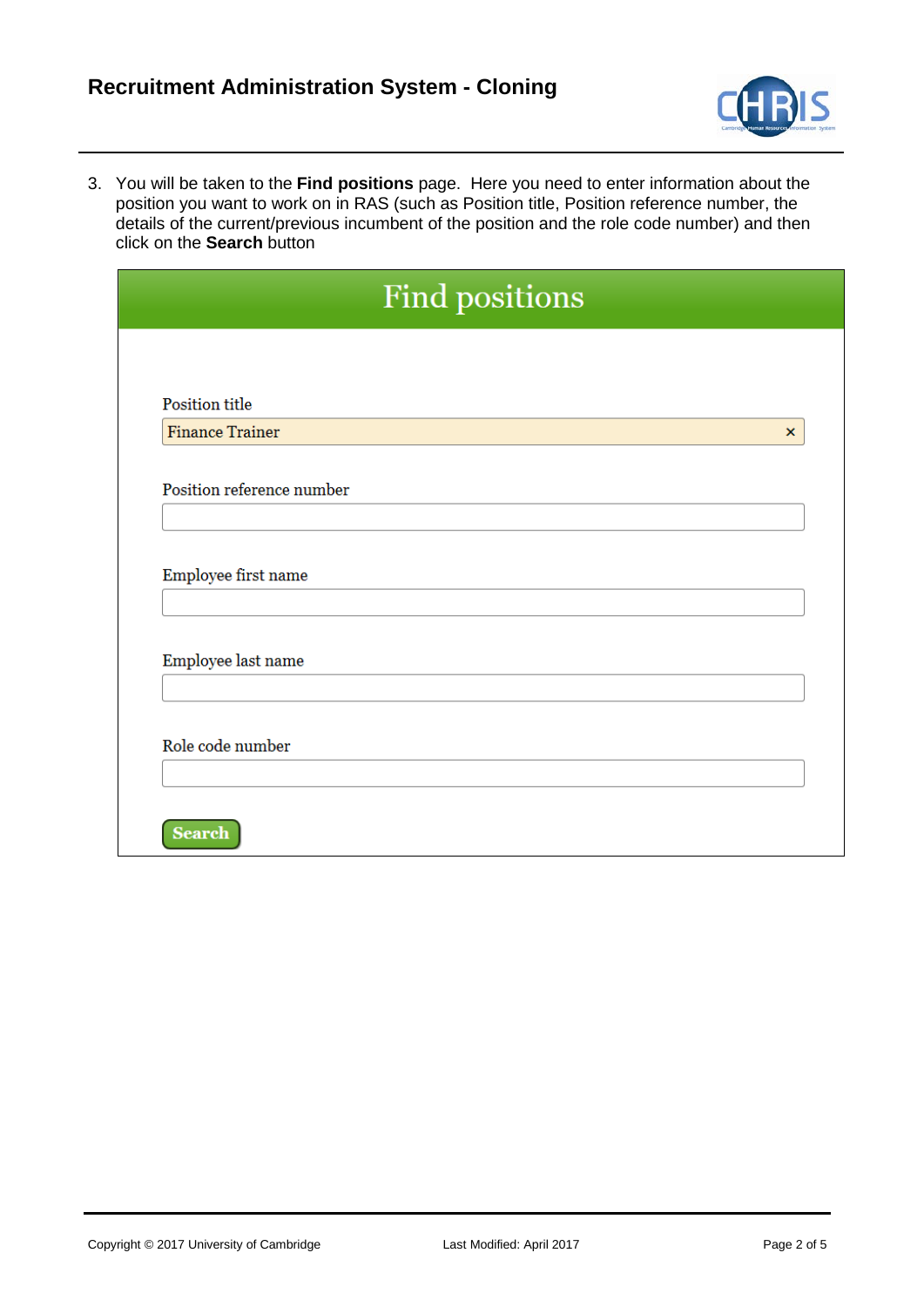3. You will be taken to the **Find positions** page. Here you need to enter information about the position you want to work on in RAS (such as Position title, Position reference number, the details of the current/previous incumbent of the position and the role code number) and then click on the **Search** button

Find positions

Position title

Finance Trainer

Position reference number

Employee first name

Employee last name

Role code number

Search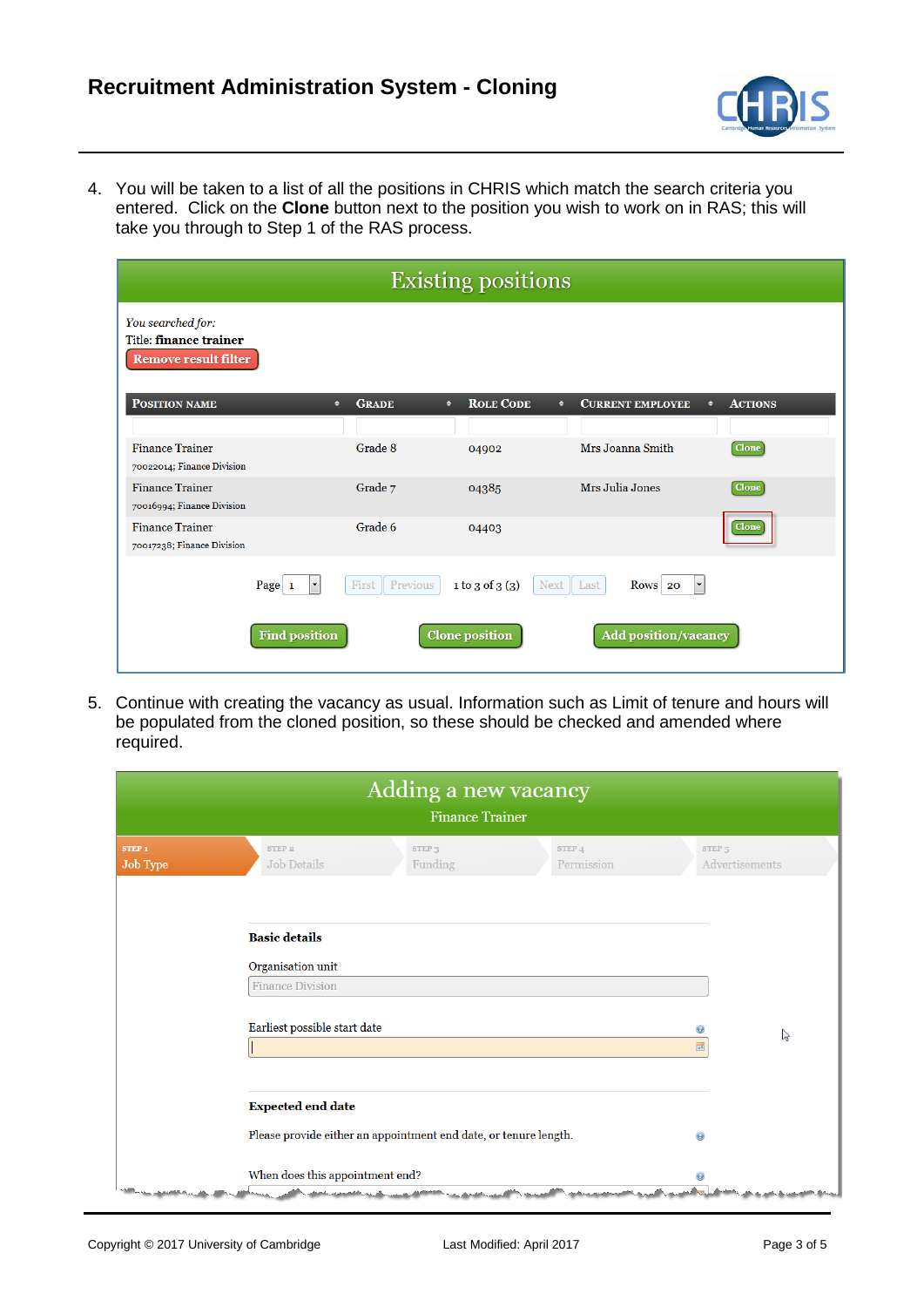4. You will be taken to a list of all the positions in CHRIS which match the search criteria you entered.  Click on the **Clone** button next to the position you wish to work on in RAS; this will take you through to Step 1 of the RAS process.

## Existing positions

*You searched for:*
Title: **finance trainer**
Remove result filter

| Position name | Grade | Role Code | Current employee | Actions |
|---|---|---|---|---|
| Finance Trainer 70022014; Finance Division | Grade 8 | 04902 | Mrs Joanna Smith | Clone |
| Finance Trainer 70016994; Finance Division | Grade 7 | 04385 | Mrs Julia Jones | Clone |
| Finance Trainer 70017238; Finance Division | Grade 6 | 04403 | | Clone |

Page 1 | First | Previous | 1 to 3 of 3 (3) | Next | Last | Rows 20

Find position | Clone position | Add position/vacancy

5. Continue with creating the vacancy as usual. Information such as Limit of tenure and hours will be populated from the cloned position, so these should be checked and amended where required.

## Adding a new vacancy

Finance Trainer

STEP 1 Job Type | STEP 2 Job Details | STEP 3 Funding | STEP 4 Permission | STEP 5 Advertisements

**Basic details**

Organisation unit

Finance Division

Earliest possible start date

**Expected end date**

Please provide either an appointment end date, or tenure length.

When does this appointment end?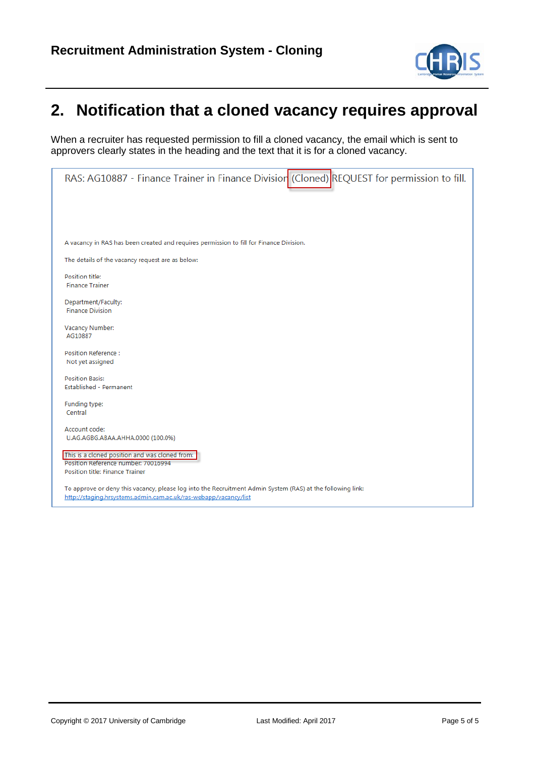## 2. Notification that a cloned vacancy requires approval

When a recruiter has requested permission to fill a cloned vacancy, the email which is sent to approvers clearly states in the heading and the text that it is for a cloned vacancy.

RAS: AG10887 - Finance Trainer in Finance Division (Cloned) REQUEST for permission to fill.

A vacancy in RAS has been created and requires permission to fill for Finance Division.

The details of the vacancy request are as below:

Position title:
Finance Trainer

Department/Faculty:
Finance Division

Vacancy Number:
AG10887

Position Reference :
Not yet assigned

Position Basis:
Established - Permanent

Funding type:
Central

Account code:
U.AG.AGBG.ABAA.AHHA.0000 (100.0%)

This is a cloned position and was cloned from:
Position Reference number: 70016994
Position title: Finance Trainer

To approve or deny this vacancy, please log into the Recruitment Admin System (RAS) at the following link:
http://staging.hrsystems.admin.cam.ac.uk/ras-webapp/vacancy/list